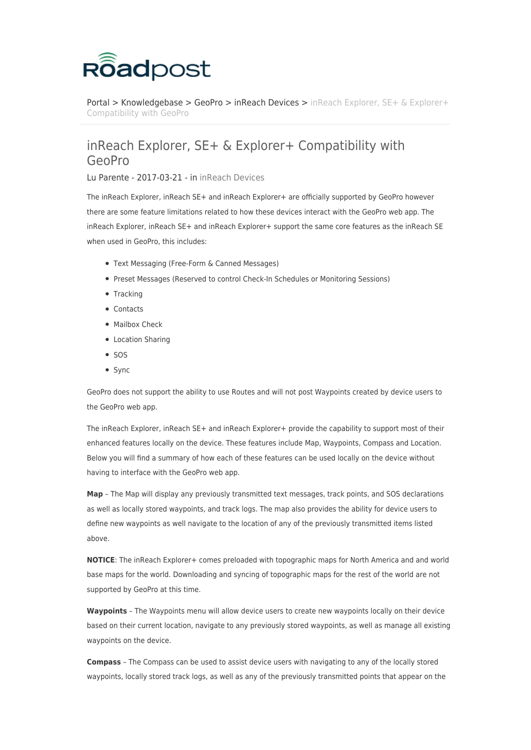Portal > Knowledgebase > GeoPro > inReach Devices > inReach Explorer, SE+ & Explorer+ Compatibility with GeoPro

# inReach Explorer, SE+ & Explorer+ Compatibility with GeoPro

Lu Parente - 2017-03-21 - in inReach Devices

The inReach Explorer, inReach SE+ and inReach Explorer+ are officially supported by GeoPro however there are some feature limitations related to how these devices interact with the GeoPro web app. The inReach Explorer, inReach SE+ and inReach Explorer+ support the same core features as the inReach SE when used in GeoPro, this includes:

- Text Messaging (Free-Form & Canned Messages)
- Preset Messages (Reserved to control Check-In Schedules or Monitoring Sessions)
- Tracking
- Contacts
- Mailbox Check
- Location Sharing
- SOS
- Sync

GeoPro does not support the ability to use Routes and will not post Waypoints created by device users to the GeoPro web app.

The inReach Explorer, inReach SE+ and inReach Explorer+ provide the capability to support most of their enhanced features locally on the device. These features include Map, Waypoints, Compass and Location. Below you will find a summary of how each of these features can be used locally on the device without having to interface with the GeoPro web app.

**Map** – The Map will display any previously transmitted text messages, track points, and SOS declarations as well as locally stored waypoints, and track logs. The map also provides the ability for device users to define new waypoints as well navigate to the location of any of the previously transmitted items listed above.

**NOTICE**: The inReach Explorer+ comes preloaded with topographic maps for North America and and world base maps for the world. Downloading and syncing of topographic maps for the rest of the world are not supported by GeoPro at this time.

**Waypoints** – The Waypoints menu will allow device users to create new waypoints locally on their device based on their current location, navigate to any previously stored waypoints, as well as manage all existing waypoints on the device.

**Compass** – The Compass can be used to assist device users with navigating to any of the locally stored waypoints, locally stored track logs, as well as any of the previously transmitted points that appear on the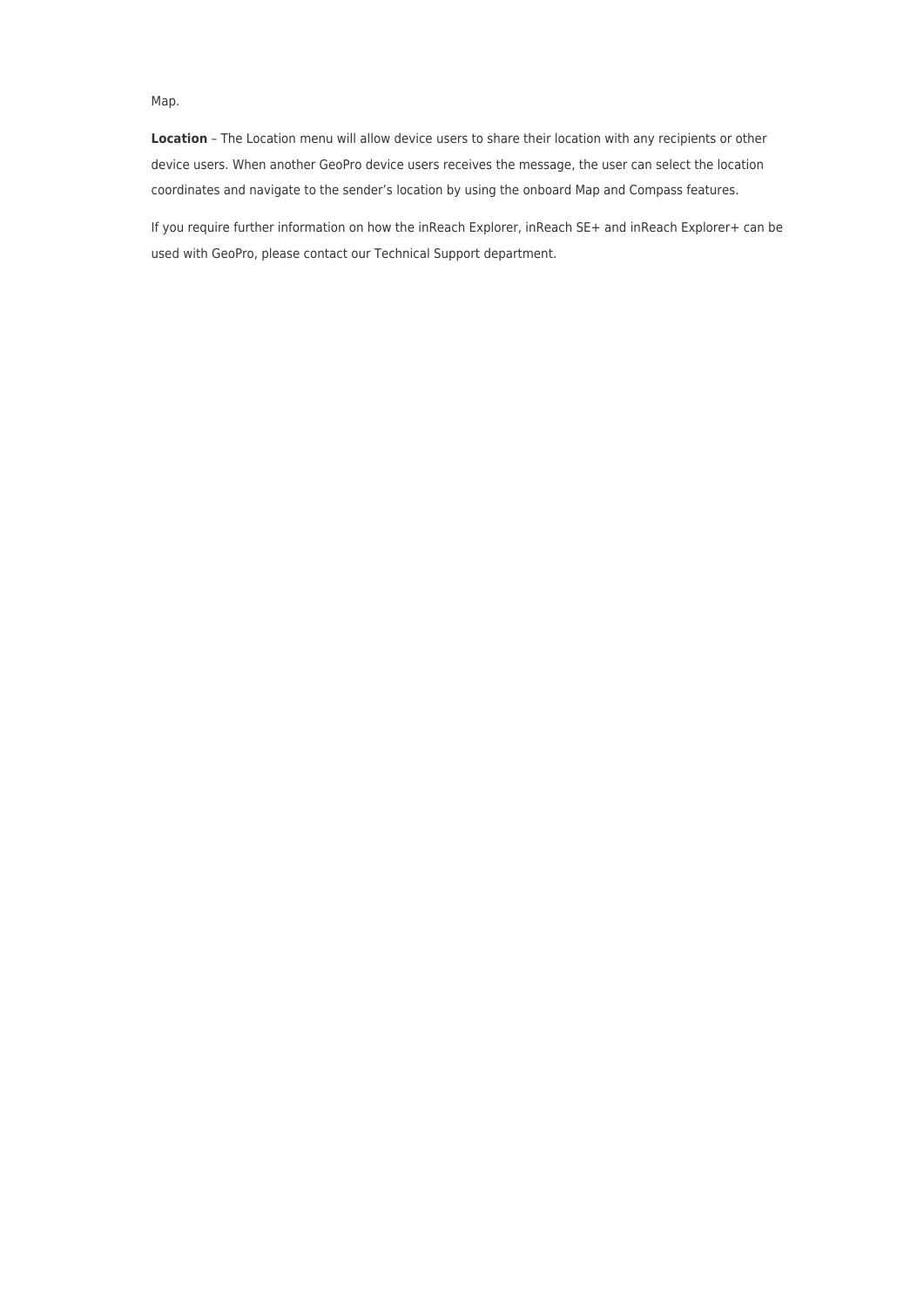Map.

**Location** – The Location menu will allow device users to share their location with any recipients or other device users. When another GeoPro device users receives the message, the user can select the location coordinates and navigate to the sender's location by using the onboard Map and Compass features.

If you require further information on how the inReach Explorer, inReach SE+ and inReach Explorer+ can be used with GeoPro, please contact our Technical Support department.